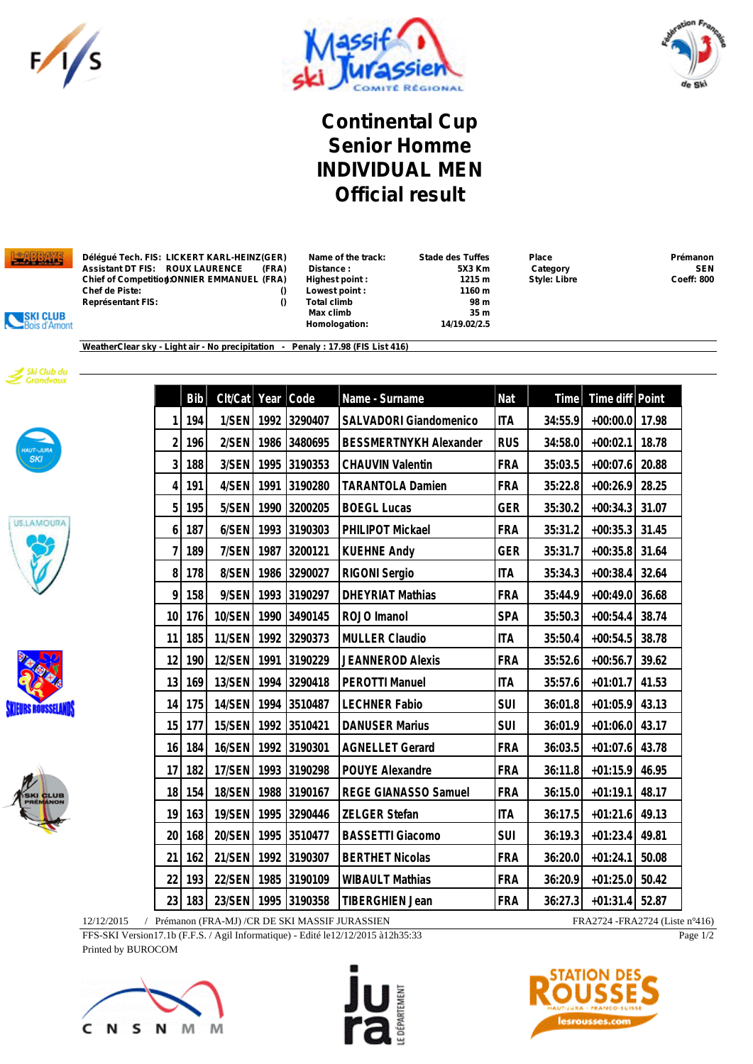# Continental Cup
# Senior Homme
# INDIVIDUAL MEN
# Official result

**Délégué Tech. FIS:** LICKERT KARL-HEINZ(GER)
**Assistant DT FIS:** ROUX LAURENCE (FRA)
**Chief of Competition:** DONNIER EMMANUEL (FRA)
**Chef de Piste:** ()
**Représentant FIS:** ()

**Name of the track:** Stade des Tuffes
**Distance :** 5X3 Km
**Highest point :** 1215 m
**Lowest point :** 1160 m
**Total climb** 98 m
**Max climb** 35 m
**Homologation:** 14/19.02/2.5

**Place** Prémanon
**Category** SEN
**Style: Libre** Coeff: 800

**Weather** Clear sky - Light air - No precipitation - Penaly : 17.98 (FIS List 416)

| | Bib | Clt/Cat | Year | Code | Name - Surname | Nat | Time | Time diff | Point |
|---|---|---|---|---|---|---|---|---|---|
| 1 | 194 | 1/SEN | 1992 | 3290407 | SALVADORI Giandomenico | ITA | 34:55.9 | +00:00.0 | 17.98 |
| 2 | 196 | 2/SEN | 1986 | 3480695 | BESSMERTNYKH Alexander | RUS | 34:58.0 | +00:02.1 | 18.78 |
| 3 | 188 | 3/SEN | 1995 | 3190353 | CHAUVIN Valentin | FRA | 35:03.5 | +00:07.6 | 20.88 |
| 4 | 191 | 4/SEN | 1991 | 3190280 | TARANTOLA Damien | FRA | 35:22.8 | +00:26.9 | 28.25 |
| 5 | 195 | 5/SEN | 1990 | 3200205 | BOEGL Lucas | GER | 35:30.2 | +00:34.3 | 31.07 |
| 6 | 187 | 6/SEN | 1993 | 3190303 | PHILIPOT Mickael | FRA | 35:31.2 | +00:35.3 | 31.45 |
| 7 | 189 | 7/SEN | 1987 | 3200121 | KUEHNE Andy | GER | 35:31.7 | +00:35.8 | 31.64 |
| 8 | 178 | 8/SEN | 1986 | 3290027 | RIGONI Sergio | ITA | 35:34.3 | +00:38.4 | 32.64 |
| 9 | 158 | 9/SEN | 1993 | 3190297 | DHEYRIAT Mathias | FRA | 35:44.9 | +00:49.0 | 36.68 |
| 10 | 176 | 10/SEN | 1990 | 3490145 | ROJO Imanol | SPA | 35:50.3 | +00:54.4 | 38.74 |
| 11 | 185 | 11/SEN | 1992 | 3290373 | MULLER Claudio | ITA | 35:50.4 | +00:54.5 | 38.78 |
| 12 | 190 | 12/SEN | 1991 | 3190229 | JEANNEROD Alexis | FRA | 35:52.6 | +00:56.7 | 39.62 |
| 13 | 169 | 13/SEN | 1994 | 3290418 | PEROTTI Manuel | ITA | 35:57.6 | +01:01.7 | 41.53 |
| 14 | 175 | 14/SEN | 1994 | 3510487 | LECHNER Fabio | SUI | 36:01.8 | +01:05.9 | 43.13 |
| 15 | 177 | 15/SEN | 1992 | 3510421 | DANUSER Marius | SUI | 36:01.9 | +01:06.0 | 43.17 |
| 16 | 184 | 16/SEN | 1992 | 3190301 | AGNELLET Gerard | FRA | 36:03.5 | +01:07.6 | 43.78 |
| 17 | 182 | 17/SEN | 1993 | 3190298 | POUYE Alexandre | FRA | 36:11.8 | +01:15.9 | 46.95 |
| 18 | 154 | 18/SEN | 1988 | 3190167 | REGE GIANASSO Samuel | FRA | 36:15.0 | +01:19.1 | 48.17 |
| 19 | 163 | 19/SEN | 1995 | 3290446 | ZELGER Stefan | ITA | 36:17.5 | +01:21.6 | 49.13 |
| 20 | 168 | 20/SEN | 1995 | 3510477 | BASSETTI Giacomo | SUI | 36:19.3 | +01:23.4 | 49.81 |
| 21 | 162 | 21/SEN | 1992 | 3190307 | BERTHET Nicolas | FRA | 36:20.0 | +01:24.1 | 50.08 |
| 22 | 193 | 22/SEN | 1985 | 3190109 | WIBAULT Mathias | FRA | 36:20.9 | +01:25.0 | 50.42 |
| 23 | 183 | 23/SEN | 1995 | 3190358 | TIBERGHIEN Jean | FRA | 36:27.3 | +01:31.4 | 52.87 |

12/12/2015 / Prémanon (FRA-MJ) /CR DE SKI MASSIF JURASSIEN — FRA2724 -FRA2724 (Liste n°416)

FFS-SKI Version17.1b (F.F.S. / Agil Informatique) - Edité le12/12/2015 à12h35:33

Printed by BUROCOM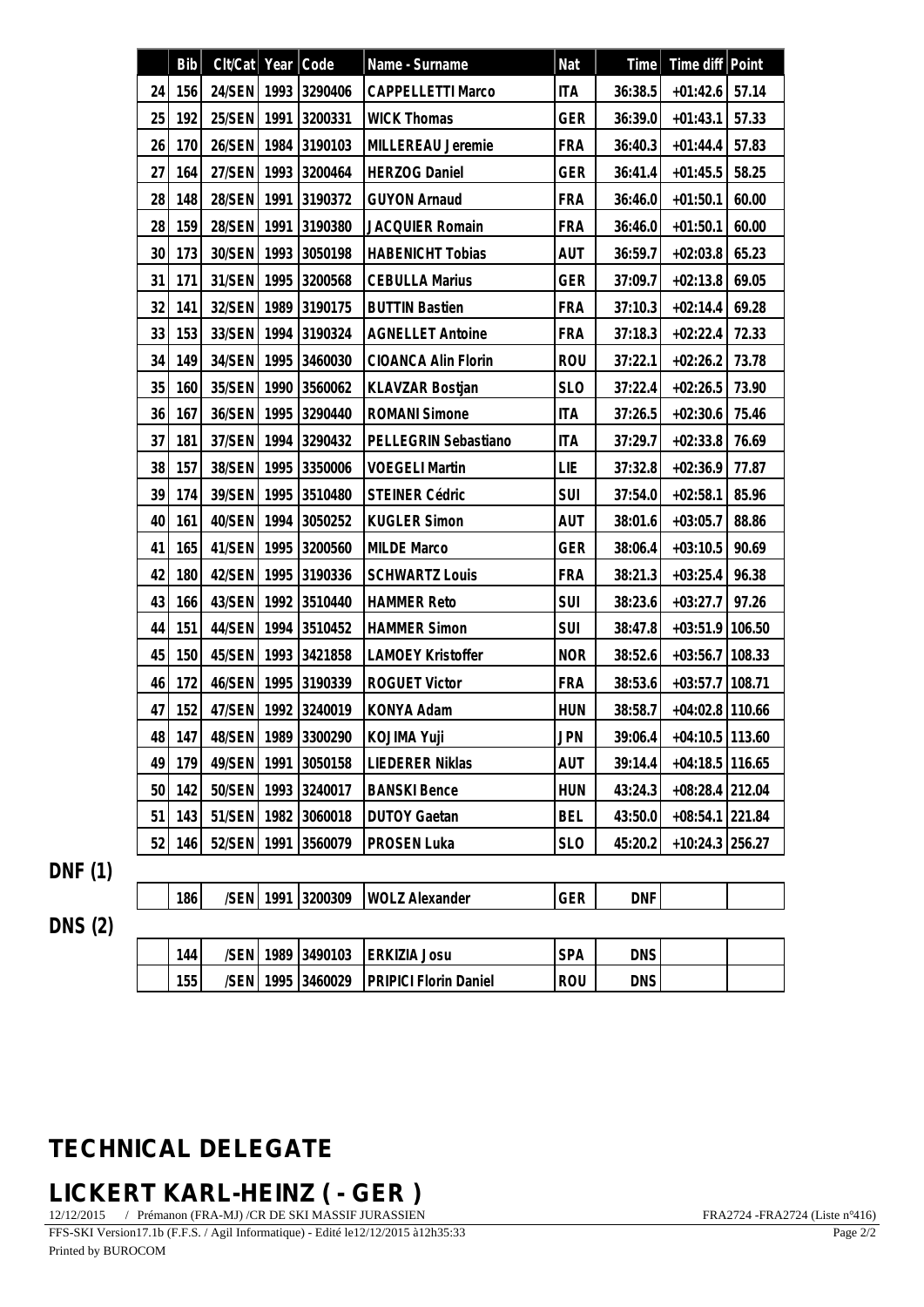| | Bib | Clt/Cat | Year | Code | Name - Surname | Nat | Time | Time diff | Point |
|---|---|---|---|---|---|---|---|---|---|
| 24 | 156 | 24/SEN | 1993 | 3290406 | CAPPELLETTI Marco | ITA | 36:38.5 | +01:42.6 | 57.14 |
| 25 | 192 | 25/SEN | 1991 | 3200331 | WICK Thomas | GER | 36:39.0 | +01:43.1 | 57.33 |
| 26 | 170 | 26/SEN | 1984 | 3190103 | MILLEREAU Jeremie | FRA | 36:40.3 | +01:44.4 | 57.83 |
| 27 | 164 | 27/SEN | 1993 | 3200464 | HERZOG Daniel | GER | 36:41.4 | +01:45.5 | 58.25 |
| 28 | 148 | 28/SEN | 1991 | 3190372 | GUYON Arnaud | FRA | 36:46.0 | +01:50.1 | 60.00 |
| 28 | 159 | 28/SEN | 1991 | 3190380 | JACQUIER Romain | FRA | 36:46.0 | +01:50.1 | 60.00 |
| 30 | 173 | 30/SEN | 1993 | 3050198 | HABENICHT Tobias | AUT | 36:59.7 | +02:03.8 | 65.23 |
| 31 | 171 | 31/SEN | 1995 | 3200568 | CEBULLA Marius | GER | 37:09.7 | +02:13.8 | 69.05 |
| 32 | 141 | 32/SEN | 1989 | 3190175 | BUTTIN Bastien | FRA | 37:10.3 | +02:14.4 | 69.28 |
| 33 | 153 | 33/SEN | 1994 | 3190324 | AGNELLET Antoine | FRA | 37:18.3 | +02:22.4 | 72.33 |
| 34 | 149 | 34/SEN | 1995 | 3460030 | CIOANCA Alin Florin | ROU | 37:22.1 | +02:26.2 | 73.78 |
| 35 | 160 | 35/SEN | 1990 | 3560062 | KLAVZAR Bostjan | SLO | 37:22.4 | +02:26.5 | 73.90 |
| 36 | 167 | 36/SEN | 1995 | 3290440 | ROMANI Simone | ITA | 37:26.5 | +02:30.6 | 75.46 |
| 37 | 181 | 37/SEN | 1994 | 3290432 | PELLEGRIN Sebastiano | ITA | 37:29.7 | +02:33.8 | 76.69 |
| 38 | 157 | 38/SEN | 1995 | 3350006 | VOEGELI Martin | LIE | 37:32.8 | +02:36.9 | 77.87 |
| 39 | 174 | 39/SEN | 1995 | 3510480 | STEINER Cédric | SUI | 37:54.0 | +02:58.1 | 85.96 |
| 40 | 161 | 40/SEN | 1994 | 3050252 | KUGLER Simon | AUT | 38:01.6 | +03:05.7 | 88.86 |
| 41 | 165 | 41/SEN | 1995 | 3200560 | MILDE Marco | GER | 38:06.4 | +03:10.5 | 90.69 |
| 42 | 180 | 42/SEN | 1995 | 3190336 | SCHWARTZ Louis | FRA | 38:21.3 | +03:25.4 | 96.38 |
| 43 | 166 | 43/SEN | 1992 | 3510440 | HAMMER Reto | SUI | 38:23.6 | +03:27.7 | 97.26 |
| 44 | 151 | 44/SEN | 1994 | 3510452 | HAMMER Simon | SUI | 38:47.8 | +03:51.9 | 106.50 |
| 45 | 150 | 45/SEN | 1993 | 3421858 | LAMOEY Kristoffer | NOR | 38:52.6 | +03:56.7 | 108.33 |
| 46 | 172 | 46/SEN | 1995 | 3190339 | ROGUET Victor | FRA | 38:53.6 | +03:57.7 | 108.71 |
| 47 | 152 | 47/SEN | 1992 | 3240019 | KONYA Adam | HUN | 38:58.7 | +04:02.8 | 110.66 |
| 48 | 147 | 48/SEN | 1989 | 3300290 | KOJIMA Yuji | JPN | 39:06.4 | +04:10.5 | 113.60 |
| 49 | 179 | 49/SEN | 1991 | 3050158 | LIEDERER Niklas | AUT | 39:14.4 | +04:18.5 | 116.65 |
| 50 | 142 | 50/SEN | 1993 | 3240017 | BANSKI Bence | HUN | 43:24.3 | +08:28.4 | 212.04 |
| 51 | 143 | 51/SEN | 1982 | 3060018 | DUTOY Gaetan | BEL | 43:50.0 | +08:54.1 | 221.84 |
| 52 | 146 | 52/SEN | 1991 | 3560079 | PROSEN Luka | SLO | 45:20.2 | +10:24.3 | 256.27 |

**DNF (1)**

| | | | | | | | | | |
|---|---|---|---|---|---|---|---|---|---|
| | 186 | /SEN | 1991 | 3200309 | WOLZ Alexander | GER | DNF | | |

**DNS (2)**

| | | | | | | | | | |
|---|---|---|---|---|---|---|---|---|---|
| | 144 | /SEN | 1989 | 3490103 | ERKIZIA Josu | SPA | DNS | | |
| | 155 | /SEN | 1995 | 3460029 | PRIPICI Florin Daniel | ROU | DNS | | |

## TECHNICAL DELEGATE

## LICKERT KARL-HEINZ ( - GER )

12/12/2015 / Prémanon (FRA-MJ) /CR DE SKI MASSIF JURASSIEN FRA2724 -FRA2724 (Liste n°416)

FFS-SKI Version17.1b (F.F.S. / Agil Informatique) - Edité le12/12/2015 à12h35:33

Printed by BUROCOM